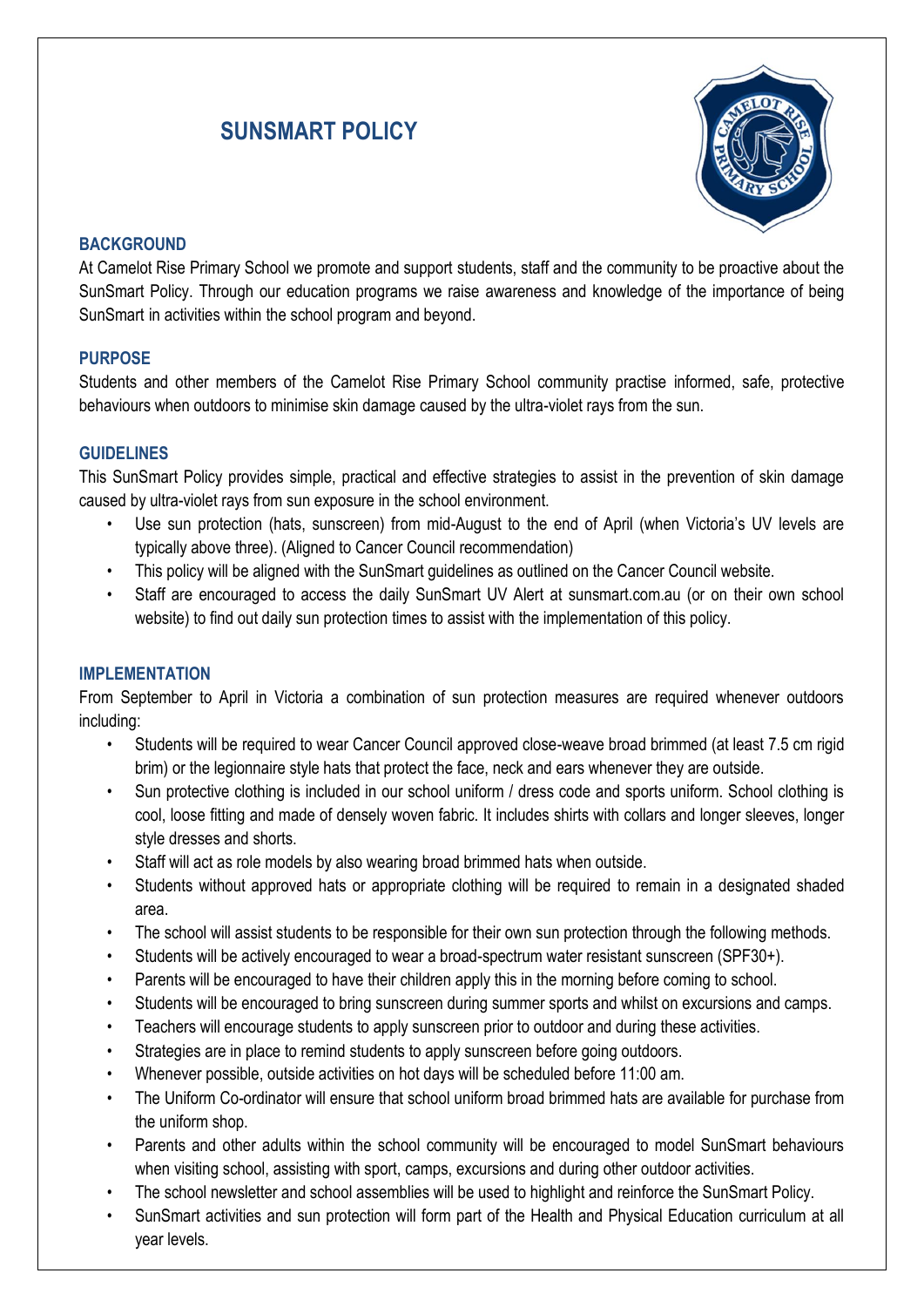# SUNSMART POLICY

## BACKGROUND

At Camelot Rise Primary School we promote and support students, staff and the community to be proactive about the SunSmart Policy. Through our education programs we raise awareness and knowledge of the importance of being SunSmart in activities within the school program and beyond.

## PURPOSE

Students and other members of the Camelot Rise Primary School community practise informed, safe, protective behaviours when outdoors to minimise skin damage caused by the ultra-violet rays from the sun.

## GUIDELINES

This SunSmart Policy provides simple, practical and effective strategies to assist in the prevention of skin damage caused by ultra-violet rays from sun exposure in the school environment.

- Use sun protection (hats, sunscreen) from mid-August to the end of April (when Victoria's UV levels are typically above three). (Aligned to Cancer Council recommendation)
- This policy will be aligned with the SunSmart guidelines as outlined on the Cancer Council website.
- Staff are encouraged to access the daily SunSmart UV Alert at sunsmart.com.au (or on their own school website) to find out daily sun protection times to assist with the implementation of this policy.

## IMPLEMENTATION

From September to April in Victoria a combination of sun protection measures are required whenever outdoors including:

- Students will be required to wear Cancer Council approved close-weave broad brimmed (at least 7.5 cm rigid brim) or the legionnaire style hats that protect the face, neck and ears whenever they are outside.
- Sun protective clothing is included in our school uniform / dress code and sports uniform. School clothing is cool, loose fitting and made of densely woven fabric. It includes shirts with collars and longer sleeves, longer style dresses and shorts.
- Staff will act as role models by also wearing broad brimmed hats when outside.
- Students without approved hats or appropriate clothing will be required to remain in a designated shaded area.
- The school will assist students to be responsible for their own sun protection through the following methods.
- Students will be actively encouraged to wear a broad-spectrum water resistant sunscreen (SPF30+).
- Parents will be encouraged to have their children apply this in the morning before coming to school.
- Students will be encouraged to bring sunscreen during summer sports and whilst on excursions and camps.
- Teachers will encourage students to apply sunscreen prior to outdoor and during these activities.
- Strategies are in place to remind students to apply sunscreen before going outdoors.
- Whenever possible, outside activities on hot days will be scheduled before 11:00 am.
- The Uniform Co-ordinator will ensure that school uniform broad brimmed hats are available for purchase from the uniform shop.
- Parents and other adults within the school community will be encouraged to model SunSmart behaviours when visiting school, assisting with sport, camps, excursions and during other outdoor activities.
- The school newsletter and school assemblies will be used to highlight and reinforce the SunSmart Policy.
- SunSmart activities and sun protection will form part of the Health and Physical Education curriculum at all year levels.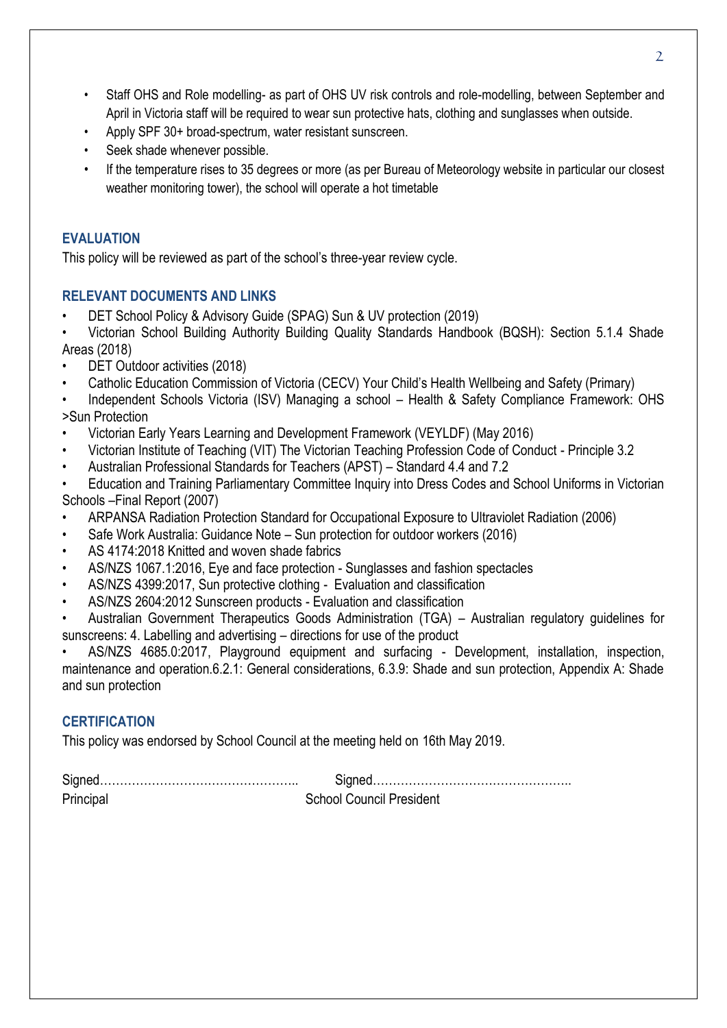- Staff OHS and Role modelling- as part of OHS UV risk controls and role-modelling, between September and April in Victoria staff will be required to wear sun protective hats, clothing and sunglasses when outside.
- Apply SPF 30+ broad-spectrum, water resistant sunscreen.
- Seek shade whenever possible.
- If the temperature rises to 35 degrees or more (as per Bureau of Meteorology website in particular our closest weather monitoring tower), the school will operate a hot timetable

## EVALUATION

This policy will be reviewed as part of the school's three-year review cycle.

## RELEVANT DOCUMENTS AND LINKS

- DET School Policy & Advisory Guide (SPAG) Sun & UV protection (2019)
- Victorian School Building Authority Building Quality Standards Handbook (BQSH): Section 5.1.4 Shade Areas (2018)
- DET Outdoor activities (2018)
- Catholic Education Commission of Victoria (CECV) Your Child's Health Wellbeing and Safety (Primary)
- Independent Schools Victoria (ISV) Managing a school – Health & Safety Compliance Framework: OHS >Sun Protection
- Victorian Early Years Learning and Development Framework (VEYLDF) (May 2016)
- Victorian Institute of Teaching (VIT) The Victorian Teaching Profession Code of Conduct - Principle 3.2
- Australian Professional Standards for Teachers (APST) – Standard 4.4 and 7.2
- Education and Training Parliamentary Committee Inquiry into Dress Codes and School Uniforms in Victorian Schools –Final Report (2007)
- ARPANSA Radiation Protection Standard for Occupational Exposure to Ultraviolet Radiation (2006)
- Safe Work Australia: Guidance Note – Sun protection for outdoor workers (2016)
- AS 4174:2018 Knitted and woven shade fabrics
- AS/NZS 1067.1:2016, Eye and face protection - Sunglasses and fashion spectacles
- AS/NZS 4399:2017, Sun protective clothing - Evaluation and classification
- AS/NZS 2604:2012 Sunscreen products - Evaluation and classification
- Australian Government Therapeutics Goods Administration (TGA) – Australian regulatory guidelines for sunscreens: 4. Labelling and advertising – directions for use of the product
- AS/NZS 4685.0:2017, Playground equipment and surfacing - Development, installation, inspection, maintenance and operation.6.2.1: General considerations, 6.3.9: Shade and sun protection, Appendix A: Shade and sun protection

## CERTIFICATION

This policy was endorsed by School Council at the meeting held on 16th May 2019.

Signed………………………………………….. Signed…………………………………………..

Principal School Council President